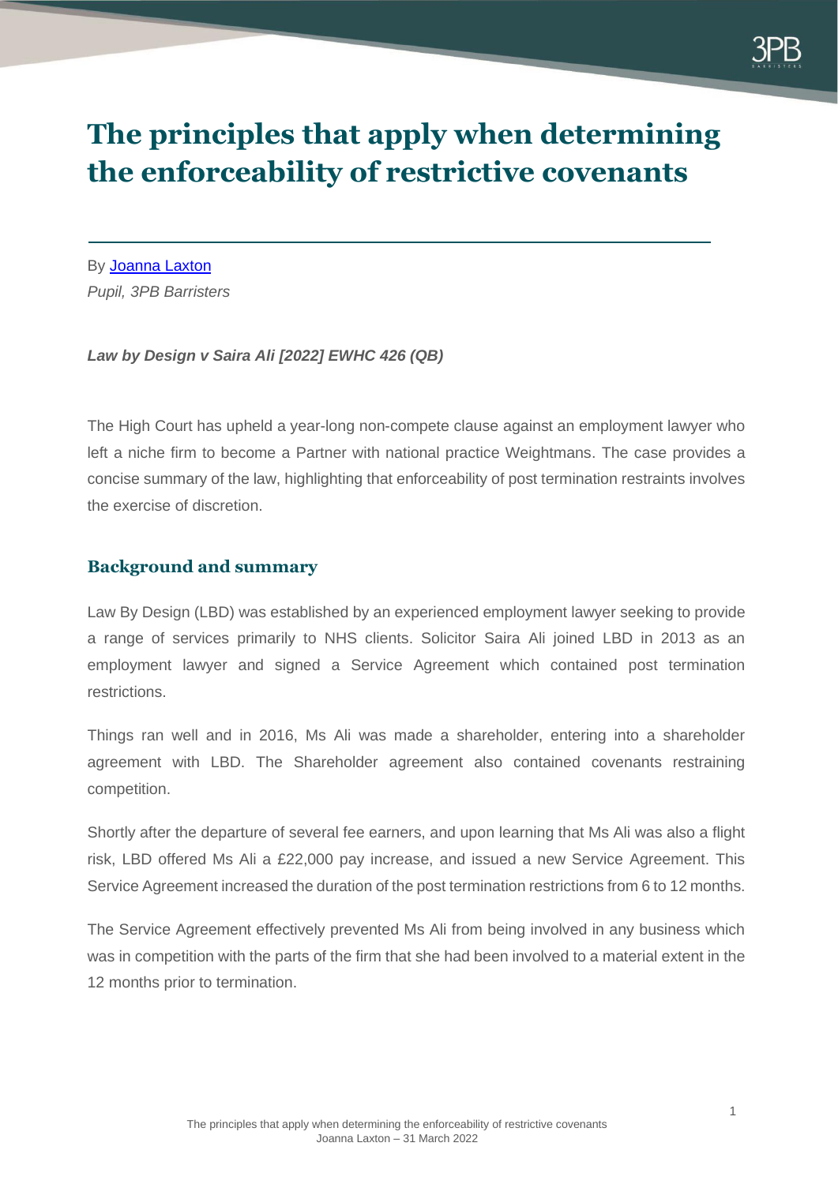# The principles that apply when determining the enforceability of restrictive covenants

By [Joanna Laxton](#)
*Pupil, 3PB Barristers*

***Law by Design v Saira Ali [2022] EWHC 426 (QB)***

The High Court has upheld a year-long non-compete clause against an employment lawyer who left a niche firm to become a Partner with national practice Weightmans. The case provides a concise summary of the law, highlighting that enforceability of post termination restraints involves the exercise of discretion.

## Background and summary

Law By Design (LBD) was established by an experienced employment lawyer seeking to provide a range of services primarily to NHS clients. Solicitor Saira Ali joined LBD in 2013 as an employment lawyer and signed a Service Agreement which contained post termination restrictions.

Things ran well and in 2016, Ms Ali was made a shareholder, entering into a shareholder agreement with LBD. The Shareholder agreement also contained covenants restraining competition.

Shortly after the departure of several fee earners, and upon learning that Ms Ali was also a flight risk, LBD offered Ms Ali a £22,000 pay increase, and issued a new Service Agreement. This Service Agreement increased the duration of the post termination restrictions from 6 to 12 months.

The Service Agreement effectively prevented Ms Ali from being involved in any business which was in competition with the parts of the firm that she had been involved to a material extent in the 12 months prior to termination.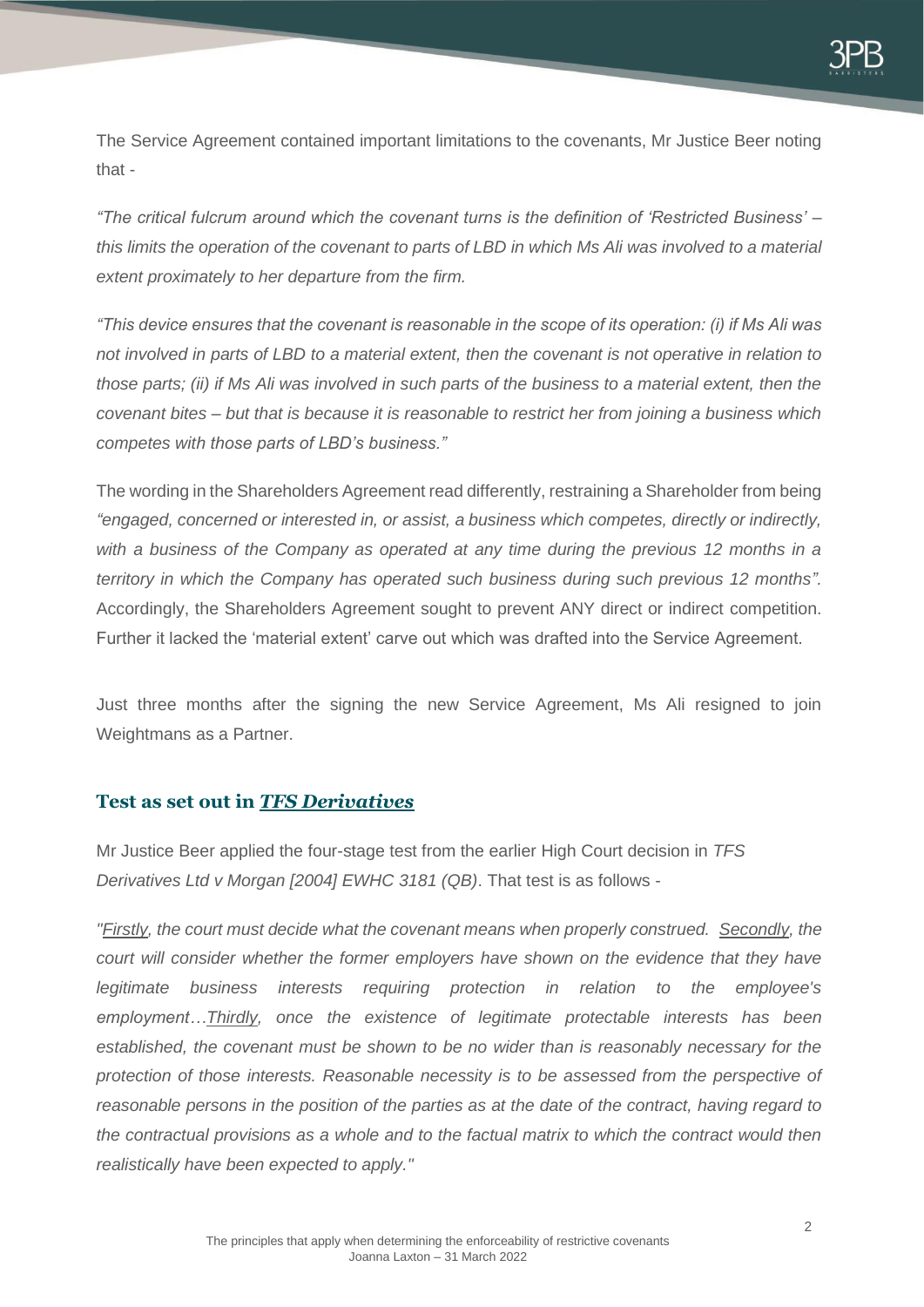The Service Agreement contained important limitations to the covenants, Mr Justice Beer noting that -

*"The critical fulcrum around which the covenant turns is the definition of 'Restricted Business' – this limits the operation of the covenant to parts of LBD in which Ms Ali was involved to a material extent proximately to her departure from the firm.*

*"This device ensures that the covenant is reasonable in the scope of its operation: (i) if Ms Ali was not involved in parts of LBD to a material extent, then the covenant is not operative in relation to those parts; (ii) if Ms Ali was involved in such parts of the business to a material extent, then the covenant bites – but that is because it is reasonable to restrict her from joining a business which competes with those parts of LBD's business."*

The wording in the Shareholders Agreement read differently, restraining a Shareholder from being *"engaged, concerned or interested in, or assist, a business which competes, directly or indirectly, with a business of the Company as operated at any time during the previous 12 months in a territory in which the Company has operated such business during such previous 12 months".* Accordingly, the Shareholders Agreement sought to prevent ANY direct or indirect competition. Further it lacked the 'material extent' carve out which was drafted into the Service Agreement.

Just three months after the signing the new Service Agreement, Ms Ali resigned to join Weightmans as a Partner.

## Test as set out in *TFS Derivatives*

Mr Justice Beer applied the four-stage test from the earlier High Court decision in *TFS Derivatives Ltd v Morgan [2004] EWHC 3181 (QB)*. That test is as follows -

*"Firstly, the court must decide what the covenant means when properly construed. Secondly, the court will consider whether the former employers have shown on the evidence that they have legitimate business interests requiring protection in relation to the employee's employment…Thirdly, once the existence of legitimate protectable interests has been established, the covenant must be shown to be no wider than is reasonably necessary for the protection of those interests. Reasonable necessity is to be assessed from the perspective of reasonable persons in the position of the parties as at the date of the contract, having regard to the contractual provisions as a whole and to the factual matrix to which the contract would then realistically have been expected to apply."*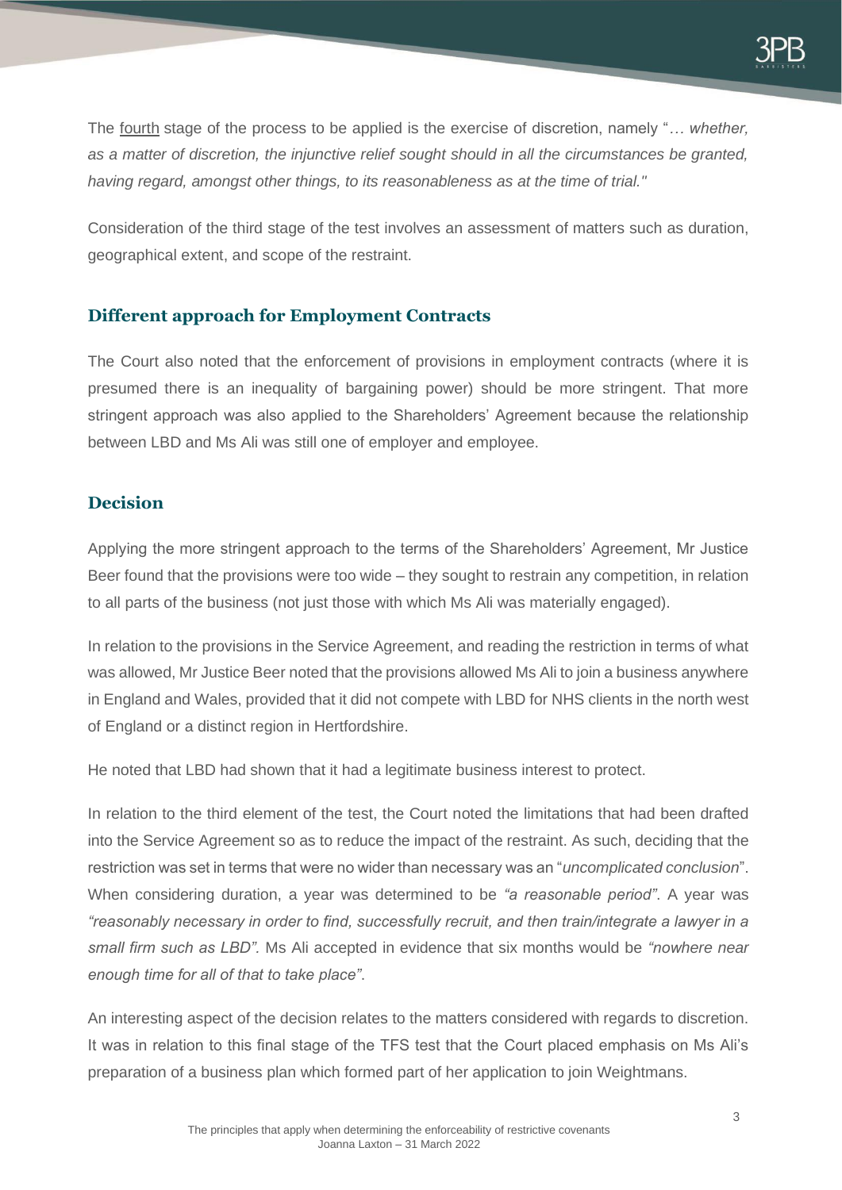The fourth stage of the process to be applied is the exercise of discretion, namely "*… whether, as a matter of discretion, the injunctive relief sought should in all the circumstances be granted, having regard, amongst other things, to its reasonableness as at the time of trial."*

Consideration of the third stage of the test involves an assessment of matters such as duration, geographical extent, and scope of the restraint.

## Different approach for Employment Contracts

The Court also noted that the enforcement of provisions in employment contracts (where it is presumed there is an inequality of bargaining power) should be more stringent. That more stringent approach was also applied to the Shareholders' Agreement because the relationship between LBD and Ms Ali was still one of employer and employee.

## Decision

Applying the more stringent approach to the terms of the Shareholders' Agreement, Mr Justice Beer found that the provisions were too wide – they sought to restrain any competition, in relation to all parts of the business (not just those with which Ms Ali was materially engaged).

In relation to the provisions in the Service Agreement, and reading the restriction in terms of what was allowed, Mr Justice Beer noted that the provisions allowed Ms Ali to join a business anywhere in England and Wales, provided that it did not compete with LBD for NHS clients in the north west of England or a distinct region in Hertfordshire.

He noted that LBD had shown that it had a legitimate business interest to protect.

In relation to the third element of the test, the Court noted the limitations that had been drafted into the Service Agreement so as to reduce the impact of the restraint. As such, deciding that the restriction was set in terms that were no wider than necessary was an "*uncomplicated conclusion*". When considering duration, a year was determined to be *"a reasonable period"*. A year was *"reasonably necessary in order to find, successfully recruit, and then train/integrate a lawyer in a small firm such as LBD".* Ms Ali accepted in evidence that six months would be *"nowhere near enough time for all of that to take place"*.

An interesting aspect of the decision relates to the matters considered with regards to discretion. It was in relation to this final stage of the TFS test that the Court placed emphasis on Ms Ali's preparation of a business plan which formed part of her application to join Weightmans.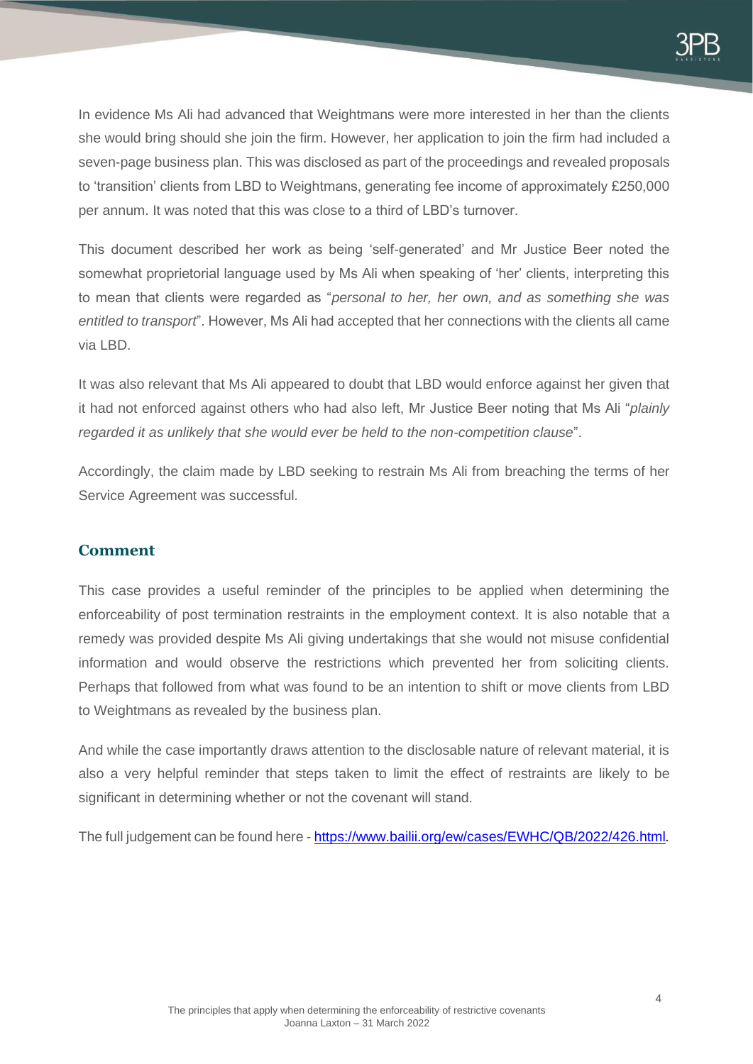In evidence Ms Ali had advanced that Weightmans were more interested in her than the clients she would bring should she join the firm. However, her application to join the firm had included a seven-page business plan. This was disclosed as part of the proceedings and revealed proposals to 'transition' clients from LBD to Weightmans, generating fee income of approximately £250,000 per annum. It was noted that this was close to a third of LBD's turnover.

This document described her work as being 'self-generated' and Mr Justice Beer noted the somewhat proprietorial language used by Ms Ali when speaking of 'her' clients, interpreting this to mean that clients were regarded as "*personal to her, her own, and as something she was entitled to transport*". However, Ms Ali had accepted that her connections with the clients all came via LBD.

It was also relevant that Ms Ali appeared to doubt that LBD would enforce against her given that it had not enforced against others who had also left, Mr Justice Beer noting that Ms Ali "*plainly regarded it as unlikely that she would ever be held to the non-competition clause*".

Accordingly, the claim made by LBD seeking to restrain Ms Ali from breaching the terms of her Service Agreement was successful.

## Comment

This case provides a useful reminder of the principles to be applied when determining the enforceability of post termination restraints in the employment context. It is also notable that a remedy was provided despite Ms Ali giving undertakings that she would not misuse confidential information and would observe the restrictions which prevented her from soliciting clients. Perhaps that followed from what was found to be an intention to shift or move clients from LBD to Weightmans as revealed by the business plan.

And while the case importantly draws attention to the disclosable nature of relevant material, it is also a very helpful reminder that steps taken to limit the effect of restraints are likely to be significant in determining whether or not the covenant will stand.

The full judgement can be found here - [https://www.bailii.org/ew/cases/EWHC/QB/2022/426.html](https://www.bailii.org/ew/cases/EWHC/QB/2022/426.html).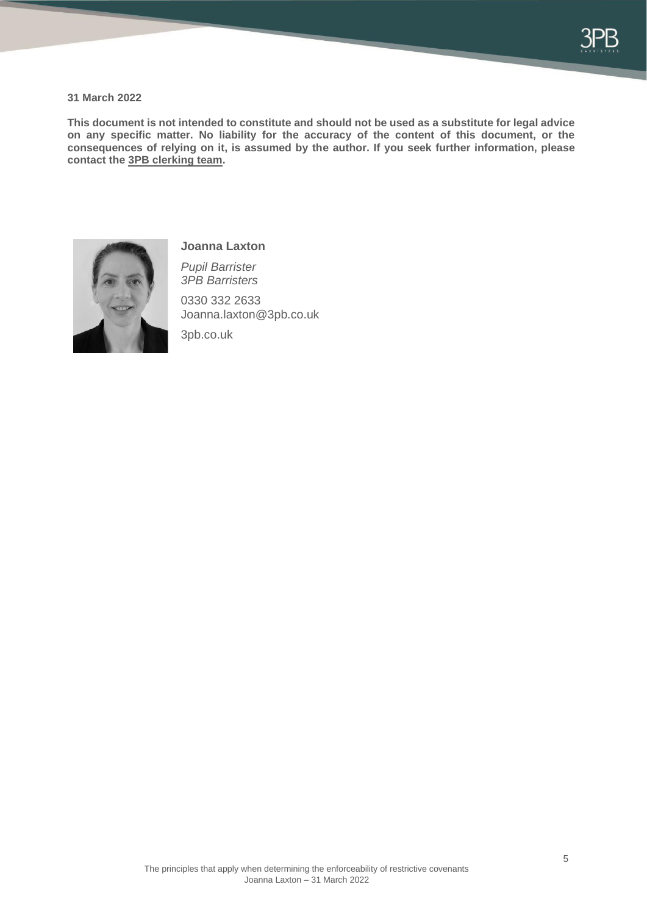**31 March 2022**

**This document is not intended to constitute and should not be used as a substitute for legal advice on any specific matter. No liability for the accuracy of the content of this document, or the consequences of relying on it, is assumed by the author. If you seek further information, please contact the 3PB clerking team.**

**Joanna Laxton**

*Pupil Barrister*
*3PB Barristers*

0330 332 2633
Joanna.laxton@3pb.co.uk

3pb.co.uk